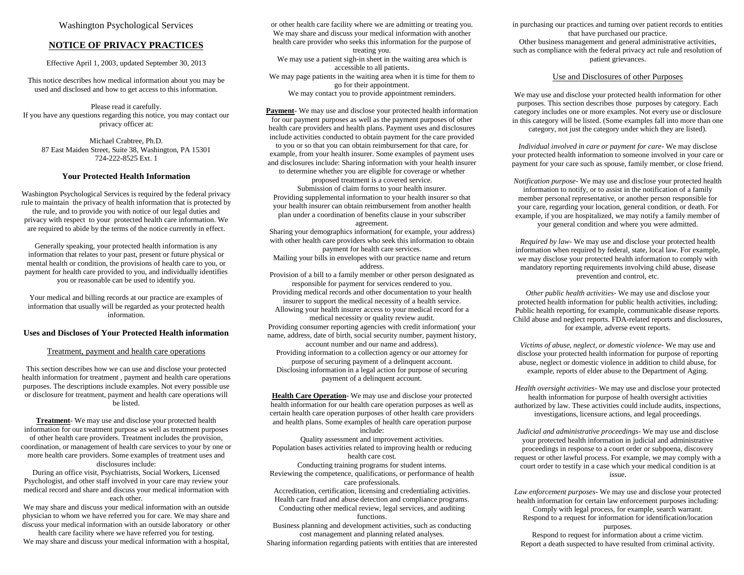Washington Psychological Services

# NOTICE OF PRIVACY PRACTICES

Effective April 1, 2003, updated September 30, 2013

This notice describes how medical information about you may be used and disclosed and how to get access to this information.

Please read it carefully.
If you have any questions regarding this notice, you may contact our privacy officer at:

Michael Crabtree, Ph.D.
87 East Maiden Street, Suite 38, Washington, PA 15301
724-222-8525 Ext. 1

## Your Protected Health Information

Washington Psychological Services is required by the federal privacy rule to maintain the privacy of health information that is protected by the rule, and to provide you with notice of our legal duties and privacy with respect to your protected health care information. We are required to abide by the terms of the notice currently in effect.

Generally speaking, your protected health information is any information that relates to your past, present or future physical or mental health or condition, the provisions of health care to you, or payment for health care provided to you, and individually identifies you or reasonable can be used to identify you.

Your medical and billing records at our practice are examples of information that usually will be regarded as your protected health information.

## Uses and Discloses of Your Protected Health information

### Treatment, payment and health care operations

This section describes how we can use and disclose your protected health information for treatment , payment and health care operations purposes. The descriptions include examples. Not every possible use or disclosure for treatment, payment and health care operations will be listed.

**Treatment**- We may use and disclose your protected health information for our treatment purpose as well as treatment purposes of other health care providers. Treatment includes the provision, coordination, or management of health care services to your by one or more health care providers. Some examples of treatment uses and disclosures include:

During an office visit, Psychiatrists, Social Workers, Licensed Psychologist, and other staff involved in your care may review your medical record and share and discuss your medical information with each other.

We may share and discuss your medical information with an outside physician to whom we have referred you for care. We may share and discuss your medical information with an outside laboratory or other health care facility where we have referred you for testing.

We may share and discuss your medical information with a hospital, or other health care facility where we are admitting or treating you. We may share and discuss your medical information with another health care provider who seeks this information for the purpose of treating you.

We may use a patient sigh-in sheet in the waiting area which is accessible to all patients.

We may page patients in the waiting area when it is time for them to go for their appointment.

We may contact you to provide appointment reminders.

**Payment**- We may use and disclose your protected health information for our payment purposes as well as the payment purposes of other health care providers and health plans. Payment uses and disclosures include activities conducted to obtain payment for the care provided to you or so that you can obtain reimbursement for that care, for example, from your health insurer. Some examples of payment uses and disclosures include: Sharing information with your health insurer to determine whether you are eligible for coverage or whether proposed treatment is a covered service.

Submission of claim forms to your health insurer.

Providing supplemental information to your health insurer so that your health insurer can obtain reimbursement from another health plan under a coordination of benefits clause in your subscriber agreement.

Sharing your demographics information( for example, your address) with other health care providers who seek this information to obtain payment for health care services.

Mailing your bills in envelopes with our practice name and return address.

Provision of a bill to a family member or other person designated as responsible for payment for services rendered to you.

Providing medical records and other documentation to your health insurer to support the medical necessity of a health service.

Allowing your health insurer access to your medical record for a medical necessity or quality review audit.

Providing consumer reporting agencies with credit information( your name, address, date of birth, social security number, payment history, account number and our name and address).

Providing information to a collection agency or our attorney for purpose of securing payment of a delinquent account.

Disclosing information in a legal action for purpose of securing payment of a delinquent account.

**Health Care Operation**- We may use and disclose your protected health information for our health care operation purposes as well as certain health care operation purposes of other health care providers and health plans. Some examples of health care operation purpose include:

Quality assessment and improvement activities.

Population bases activities related to improving health or reducing health care cost.

Conducting training programs for student interns.

Reviewing the competence, qualifications, or performance of health care professionals.

Accreditation, certification, licensing and credentialing activities.

Health care fraud and abuse detection and compliance programs.

Conducting other medical review, legal services, and auditing functions.

Business planning and development activities, such as conducting cost management and planning related analyses.

Sharing information regarding patients with entities that are interested in purchasing our practices and turning over patient records to entities that have purchased our practice.

Other business management and general administrative activities, such as compliance with the federal privacy act rule and resolution of patient grievances.

### Use and Disclosures of other Purposes

We may use and disclose your protected health information for other purposes. This section describes those purposes by category. Each category includes one or more examples. Not every use or disclosure in this category will be listed. (Some examples fall into more than one category, not just the category under which they are listed).

*Individual involved in care or payment for care*- We may disclose your protected health information to someone involved in your care or payment for your care such as spouse, family member, or close friend.

*Notification purpose*- We may use and disclose your protected health information to notify, or to assist in the notification of a family member personal representative, or another person responsible for your care, regarding your location, general condition, or death. For example, if you are hospitalized, we may notify a family member of your general condition and where you were admitted.

*Required by law*- We may use and disclose your protected health information when required by federal, state, local law. For example, we may disclose your protected health information to comply with mandatory reporting requirements involving child abuse, disease prevention and control, etc.

*Other public health activities*- We may use and disclose your protected health information for public health activities, including: Public health reporting, for example, communicable disease reports. Child abuse and neglect reports. FDA-related reports and disclosures, for example, adverse event reports.

*Victims of abuse, neglect, or domestic violence*- We may use and disclose your protected health information for purpose of reporting abuse, neglect or domestic violence in addition to child abuse, for example, reports of elder abuse to the Department of Aging.

*Health oversight activities*- We may use and disclose your protected health information for purpose of health oversight activities authorized by law. These activities could include audits, inspections, investigations, licensure actions, and legal proceedings.

*Judicial and administrative proceedings*- We may use and disclose your protected health information in judicial and administrative proceedings in response to a court order or subpoena, discovery request or other lawful process. For example, we may comply with a court order to testify in a case which your medical condition is at issue.

*Law enforcement purposes*- We may use and disclose your protected health information for certain law enforcement purposes including:

Comply with legal process, for example, search warrant.

Respond to a request for information for identification/location purposes.

Respond to request for information about a crime victim.

Report a death suspected to have resulted from criminal activity.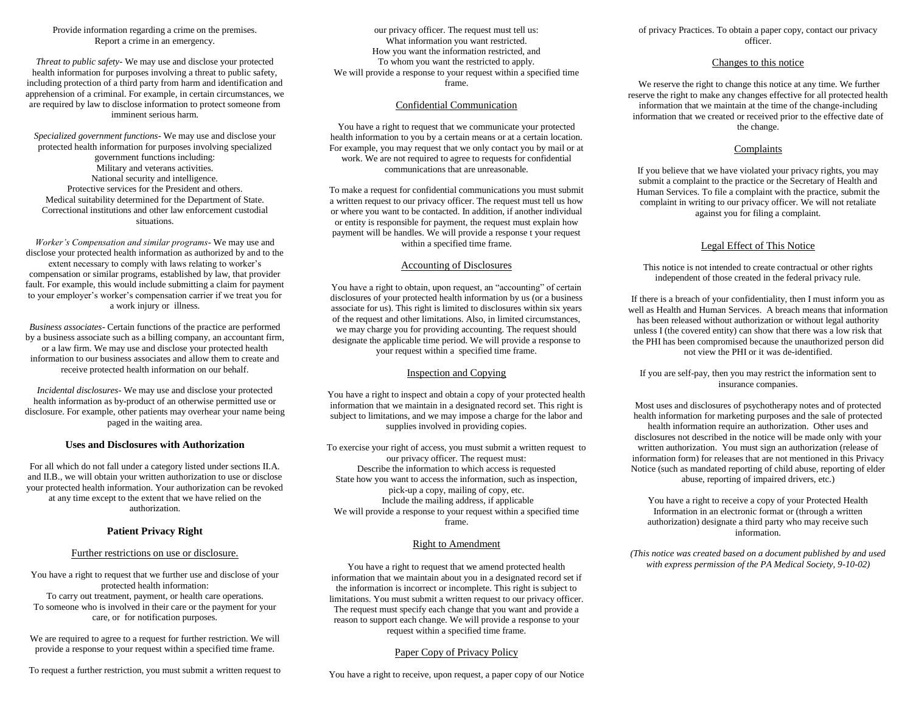Provide information regarding a crime on the premises.
Report a crime in an emergency.

*Threat to public safety*- We may use and disclose your protected health information for purposes involving a threat to public safety, including protection of a third party from harm and identification and apprehension of a criminal. For example, in certain circumstances, we are required by law to disclose information to protect someone from imminent serious harm.

*Specialized government functions*- We may use and disclose your protected health information for purposes involving specialized government functions including:
Military and veterans activities.
National security and intelligence.
Protective services for the President and others.
Medical suitability determined for the Department of State.
Correctional institutions and other law enforcement custodial situations.

*Worker's Compensation and similar programs*- We may use and disclose your protected health information as authorized by and to the extent necessary to comply with laws relating to worker's compensation or similar programs, established by law, that provider fault. For example, this would include submitting a claim for payment to your employer's worker's compensation carrier if we treat you for a work injury or illness.

*Business associates*- Certain functions of the practice are performed by a business associate such as a billing company, an accountant firm, or a law firm. We may use and disclose your protected health information to our business associates and allow them to create and receive protected health information on our behalf.

*Incidental disclosures*- We may use and disclose your protected health information as by-product of an otherwise permitted use or disclosure. For example, other patients may overhear your name being paged in the waiting area.

### Uses and Disclosures with Authorization

For all which do not fall under a category listed under sections II.A. and II.B., we will obtain your written authorization to use or disclose your protected health information. Your authorization can be revoked at any time except to the extent that we have relied on the authorization.

### Patient Privacy Right

#### Further restrictions on use or disclosure.

You have a right to request that we further use and disclose of your protected health information:
To carry out treatment, payment, or health care operations.
To someone who is involved in their care or the payment for your care, or for notification purposes.

We are required to agree to a request for further restriction. We will provide a response to your request within a specified time frame.

To request a further restriction, you must submit a written request to our privacy officer. The request must tell us:
What information you want restricted.
How you want the information restricted, and
To whom you want the restricted to apply.
We will provide a response to your request within a specified time frame.

#### Confidential Communication

You have a right to request that we communicate your protected health information to you by a certain means or at a certain location. For example, you may request that we only contact you by mail or at work. We are not required to agree to requests for confidential communications that are unreasonable.

To make a request for confidential communications you must submit a written request to our privacy officer. The request must tell us how or where you want to be contacted. In addition, if another individual or entity is responsible for payment, the request must explain how payment will be handles. We will provide a response t your request within a specified time frame.

#### Accounting of Disclosures

You have a right to obtain, upon request, an "accounting" of certain disclosures of your protected health information by us (or a business associate for us). This right is limited to disclosures within six years of the request and other limitations. Also, in limited circumstances, we may charge you for providing accounting. The request should designate the applicable time period. We will provide a response to your request within a specified time frame.

#### Inspection and Copying

You have a right to inspect and obtain a copy of your protected health information that we maintain in a designated record set. This right is subject to limitations, and we may impose a charge for the labor and supplies involved in providing copies.

To exercise your right of access, you must submit a written request to our privacy officer. The request must:
Describe the information to which access is requested
State how you want to access the information, such as inspection, pick-up a copy, mailing of copy, etc.
Include the mailing address, if applicable
We will provide a response to your request within a specified time frame.

#### Right to Amendment

You have a right to request that we amend protected health information that we maintain about you in a designated record set if the information is incorrect or incomplete. This right is subject to limitations. You must submit a written request to our privacy officer. The request must specify each change that you want and provide a reason to support each change. We will provide a response to your request within a specified time frame.

#### Paper Copy of Privacy Policy

You have a right to receive, upon request, a paper copy of our Notice of privacy Practices. To obtain a paper copy, contact our privacy officer.

#### Changes to this notice

We reserve the right to change this notice at any time. We further reserve the right to make any changes effective for all protected health information that we maintain at the time of the change-including information that we created or received prior to the effective date of the change.

#### Complaints

If you believe that we have violated your privacy rights, you may submit a complaint to the practice or the Secretary of Health and Human Services. To file a complaint with the practice, submit the complaint in writing to our privacy officer. We will not retaliate against you for filing a complaint.

#### Legal Effect of This Notice

This notice is not intended to create contractual or other rights independent of those created in the federal privacy rule.

If there is a breach of your confidentiality, then I must inform you as well as Health and Human Services. A breach means that information has been released without authorization or without legal authority unless I (the covered entity) can show that there was a low risk that the PHI has been compromised because the unauthorized person did not view the PHI or it was de-identified.

If you are self-pay, then you may restrict the information sent to insurance companies.

Most uses and disclosures of psychotherapy notes and of protected health information for marketing purposes and the sale of protected health information require an authorization. Other uses and disclosures not described in the notice will be made only with your written authorization. You must sign an authorization (release of information form) for releases that are not mentioned in this Privacy Notice (such as mandated reporting of child abuse, reporting of elder abuse, reporting of impaired drivers, etc.)

You have a right to receive a copy of your Protected Health Information in an electronic format or (through a written authorization) designate a third party who may receive such information.

*(This notice was created based on a document published by and used with express permission of the PA Medical Society, 9-10-02)*